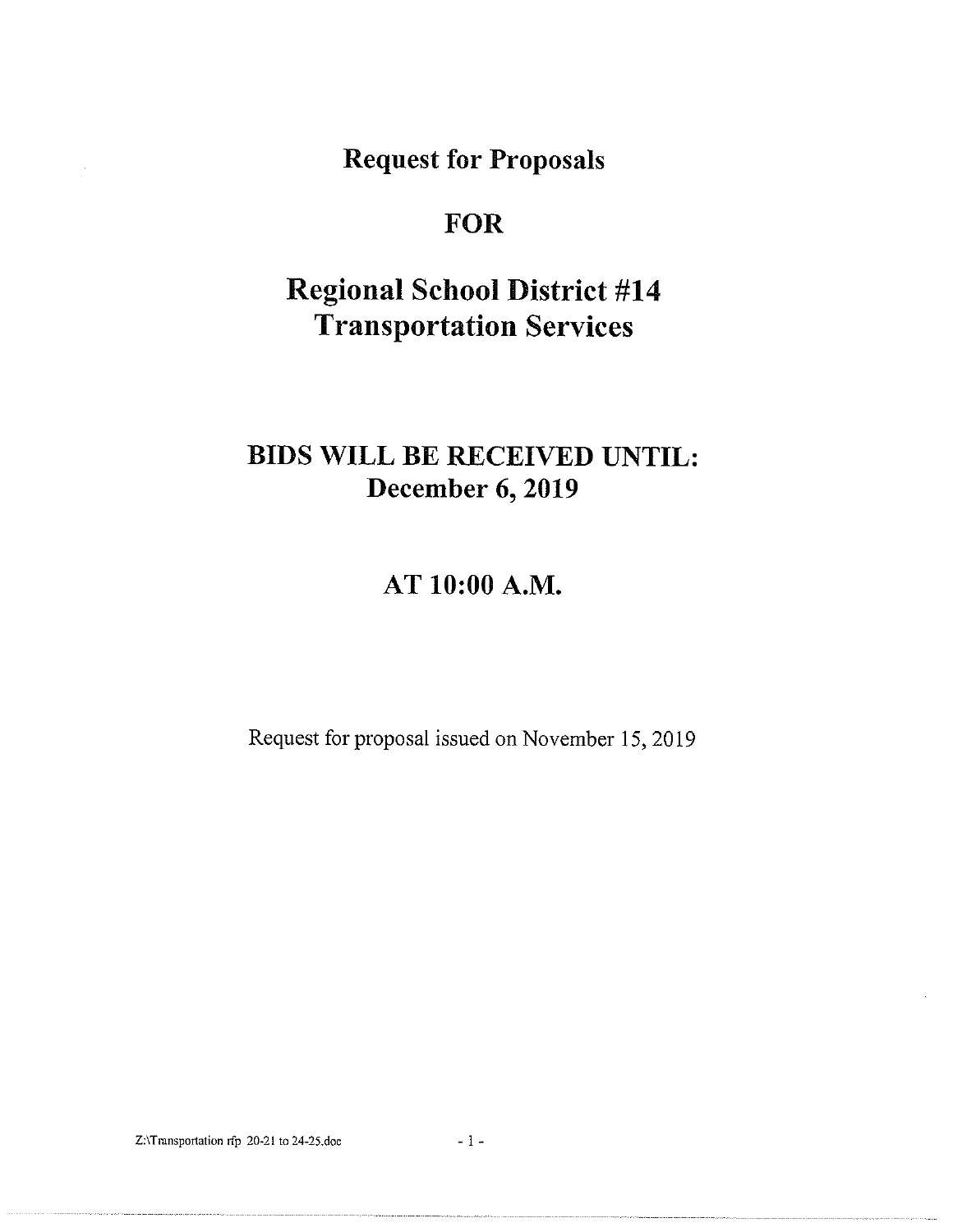# Request for Proposals

# FOR

# Regional School District #14 Transportation Services

## BIDS WILL BE RECEIVED UNTIL: December 6, 2019

## AT 10:00 A.M.

Request for proposal issued on November 15, 2019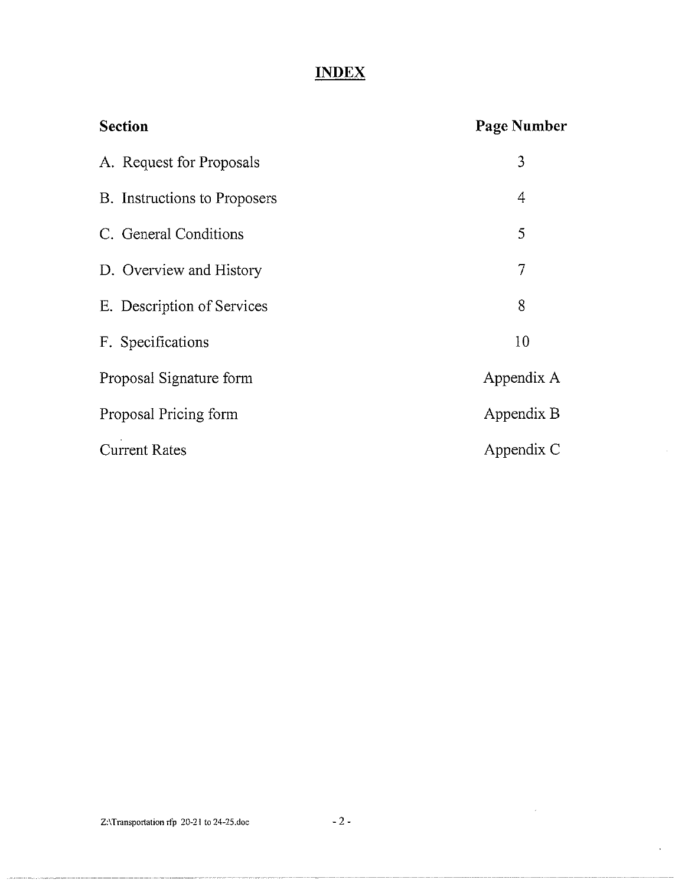# INDEX

| Section | Page Number |
| --- | --- |
| A. Request for Proposals | 3 |
| B. Instructions to Proposers | 4 |
| C. General Conditions | 5 |
| D. Overview and History | 7 |
| E. Description of Services | 8 |
| F. Specifications | 10 |
| Proposal Signature form | Appendix A |
| Proposal Pricing form | Appendix B |
| Current Rates | Appendix C |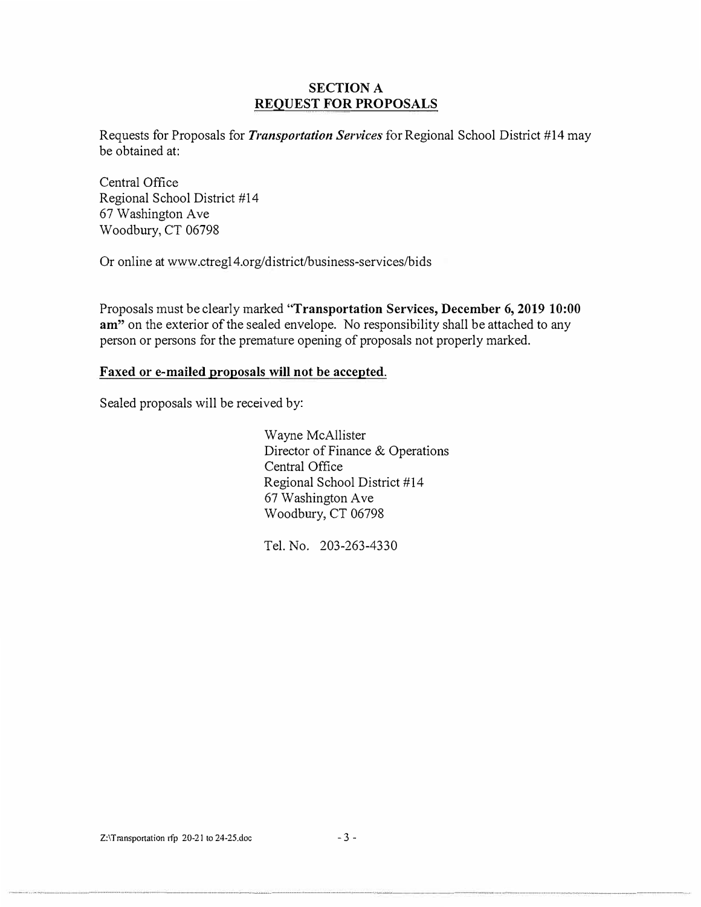## SECTION A
## REQUEST FOR PROPOSALS

Requests for Proposals for ***Transportation Services*** for Regional School District #14 may be obtained at:

Central Office
Regional School District #14
67 Washington Ave
Woodbury, CT 06798

Or online at www.ctreg14.org/district/business-services/bids

Proposals must be clearly marked "**Transportation Services, December 6, 2019 10:00 am**" on the exterior of the sealed envelope. No responsibility shall be attached to any person or persons for the premature opening of proposals not properly marked.

**Faxed or e-mailed proposals will not be accepted.**

Sealed proposals will be received by:

Wayne McAllister
Director of Finance & Operations
Central Office
Regional School District #14
67 Washington Ave
Woodbury, CT 06798

Tel. No. 203-263-4330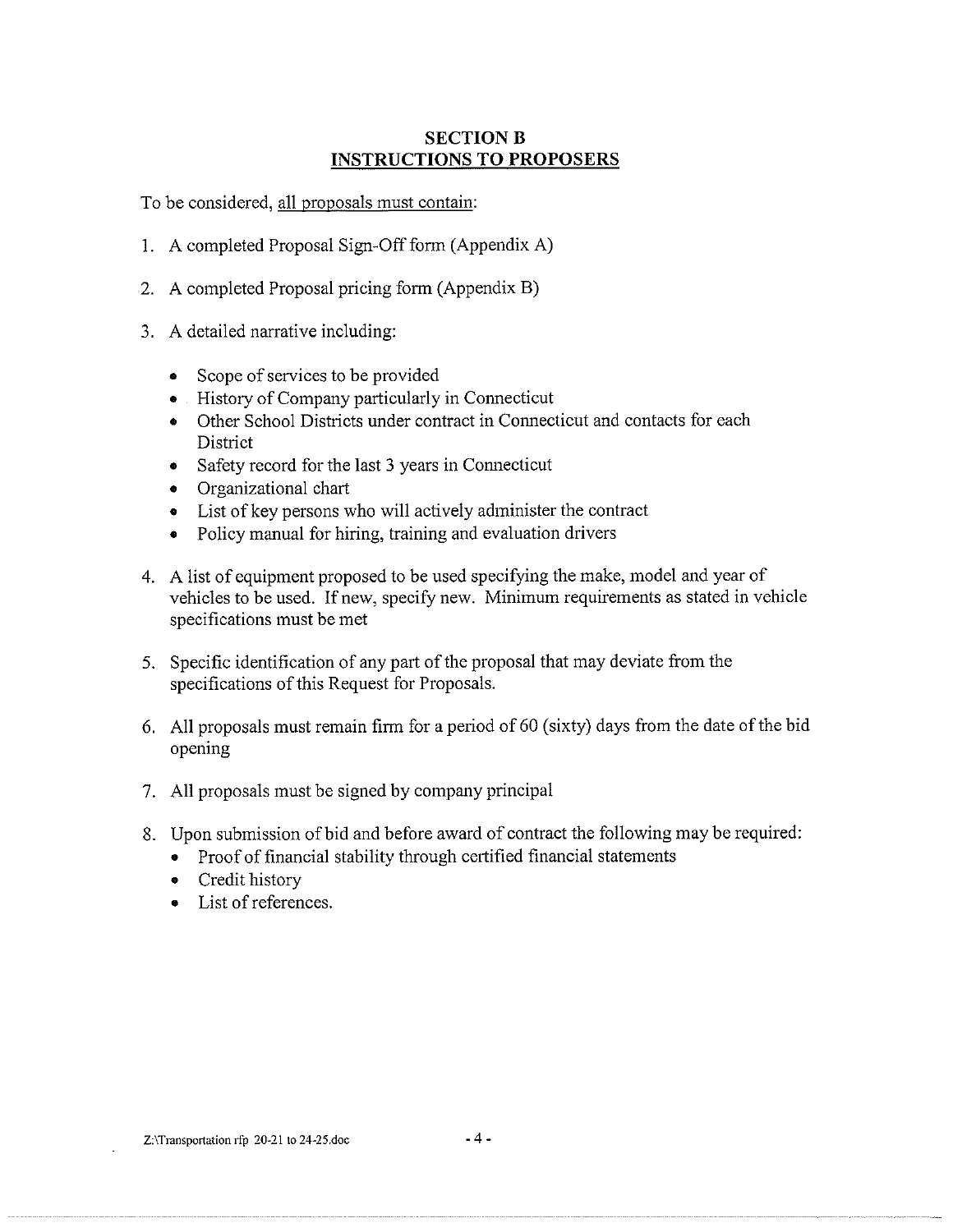## SECTION B
## INSTRUCTIONS TO PROPOSERS

To be considered, all proposals must contain:

1. A completed Proposal Sign-Off form (Appendix A)

2. A completed Proposal pricing form (Appendix B)

3. A detailed narrative including:

   - Scope of services to be provided
   - History of Company particularly in Connecticut
   - Other School Districts under contract in Connecticut and contacts for each District
   - Safety record for the last 3 years in Connecticut
   - Organizational chart
   - List of key persons who will actively administer the contract
   - Policy manual for hiring, training and evaluation drivers

4. A list of equipment proposed to be used specifying the make, model and year of vehicles to be used. If new, specify new. Minimum requirements as stated in vehicle specifications must be met

5. Specific identification of any part of the proposal that may deviate from the specifications of this Request for Proposals.

6. All proposals must remain firm for a period of 60 (sixty) days from the date of the bid opening

7. All proposals must be signed by company principal

8. Upon submission of bid and before award of contract the following may be required:
   - Proof of financial stability through certified financial statements
   - Credit history
   - List of references.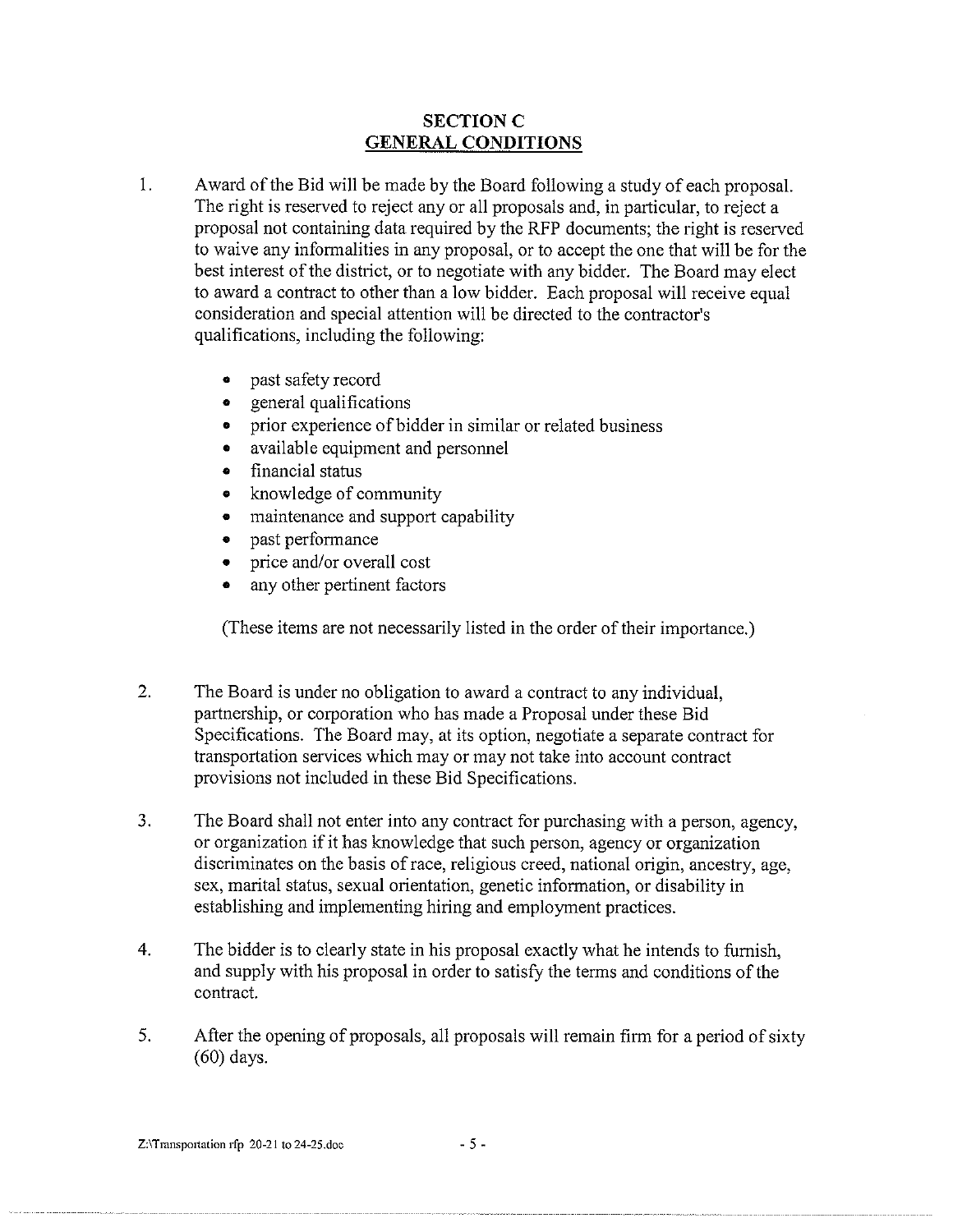# SECTION C
## GENERAL CONDITIONS

1. Award of the Bid will be made by the Board following a study of each proposal. The right is reserved to reject any or all proposals and, in particular, to reject a proposal not containing data required by the RFP documents; the right is reserved to waive any informalities in any proposal, or to accept the one that will be for the best interest of the district, or to negotiate with any bidder. The Board may elect to award a contract to other than a low bidder. Each proposal will receive equal consideration and special attention will be directed to the contractor's qualifications, including the following:

   - past safety record
   - general qualifications
   - prior experience of bidder in similar or related business
   - available equipment and personnel
   - financial status
   - knowledge of community
   - maintenance and support capability
   - past performance
   - price and/or overall cost
   - any other pertinent factors

   (These items are not necessarily listed in the order of their importance.)

2. The Board is under no obligation to award a contract to any individual, partnership, or corporation who has made a Proposal under these Bid Specifications. The Board may, at its option, negotiate a separate contract for transportation services which may or may not take into account contract provisions not included in these Bid Specifications.

3. The Board shall not enter into any contract for purchasing with a person, agency, or organization if it has knowledge that such person, agency or organization discriminates on the basis of race, religious creed, national origin, ancestry, age, sex, marital status, sexual orientation, genetic information, or disability in establishing and implementing hiring and employment practices.

4. The bidder is to clearly state in his proposal exactly what he intends to furnish, and supply with his proposal in order to satisfy the terms and conditions of the contract.

5. After the opening of proposals, all proposals will remain firm for a period of sixty (60) days.

Z:\Transportation rfp 20-21 to 24-25.doc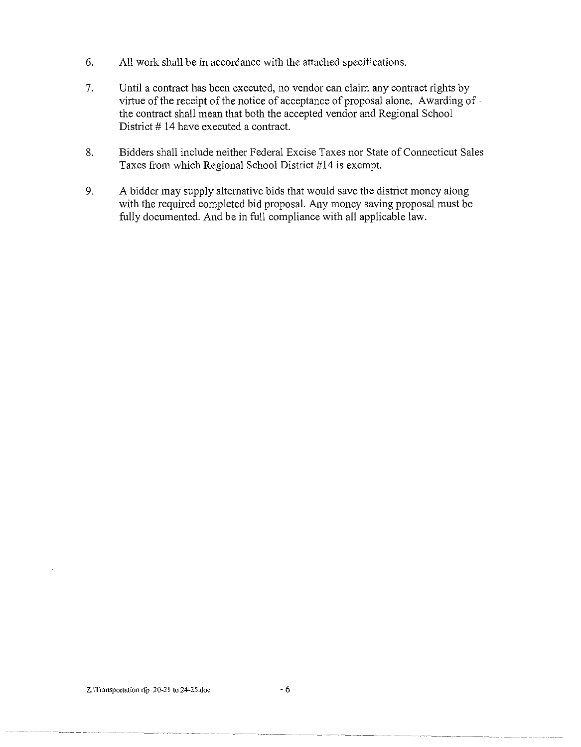6. All work shall be in accordance with the attached specifications.

7. Until a contract has been executed, no vendor can claim any contract rights by virtue of the receipt of the notice of acceptance of proposal alone. Awarding of the contract shall mean that both the accepted vendor and Regional School District # 14 have executed a contract.

8. Bidders shall include neither Federal Excise Taxes nor State of Connecticut Sales Taxes from which Regional School District #14 is exempt.

9. A bidder may supply alternative bids that would save the district money along with the required completed bid proposal. Any money saving proposal must be fully documented. And be in full compliance with all applicable law.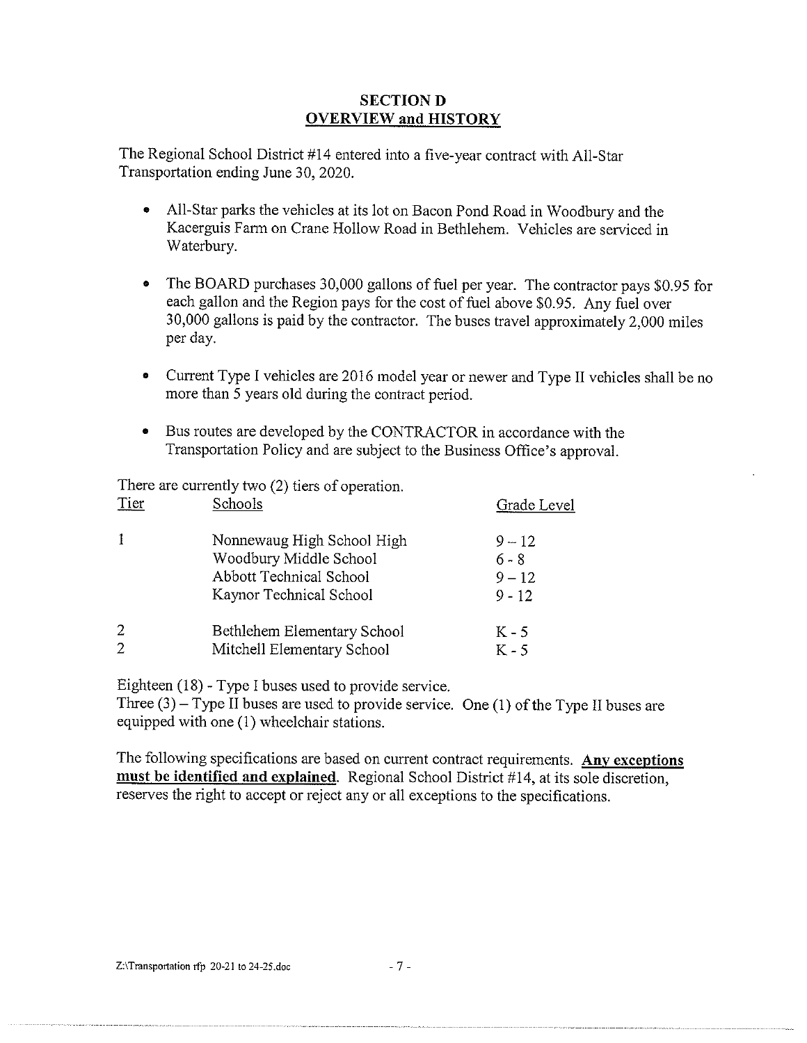## SECTION D
## OVERVIEW and HISTORY

The Regional School District #14 entered into a five-year contract with All-Star Transportation ending June 30, 2020.

- All-Star parks the vehicles at its lot on Bacon Pond Road in Woodbury and the Kacerguis Farm on Crane Hollow Road in Bethlehem. Vehicles are serviced in Waterbury.
- The BOARD purchases 30,000 gallons of fuel per year. The contractor pays $0.95 for each gallon and the Region pays for the cost of fuel above $0.95. Any fuel over 30,000 gallons is paid by the contractor. The buses travel approximately 2,000 miles per day.
- Current Type I vehicles are 2016 model year or newer and Type II vehicles shall be no more than 5 years old during the contract period.
- Bus routes are developed by the CONTRACTOR in accordance with the Transportation Policy and are subject to the Business Office's approval.

There are currently two (2) tiers of operation.

| Tier | Schools | Grade Level |
|---|---|---|
| 1 | Nonnewaug High School High | 9 – 12 |
| | Woodbury Middle School | 6 - 8 |
| | Abbott Technical School | 9 – 12 |
| | Kaynor Technical School | 9 - 12 |
| 2 | Bethlehem Elementary School | K - 5 |
| 2 | Mitchell Elementary School | K - 5 |

Eighteen (18) - Type I buses used to provide service.
Three (3) – Type II buses are used to provide service. One (1) of the Type II buses are equipped with one (1) wheelchair stations.

The following specifications are based on current contract requirements. **Any exceptions must be identified and explained.** Regional School District #14, at its sole discretion, reserves the right to accept or reject any or all exceptions to the specifications.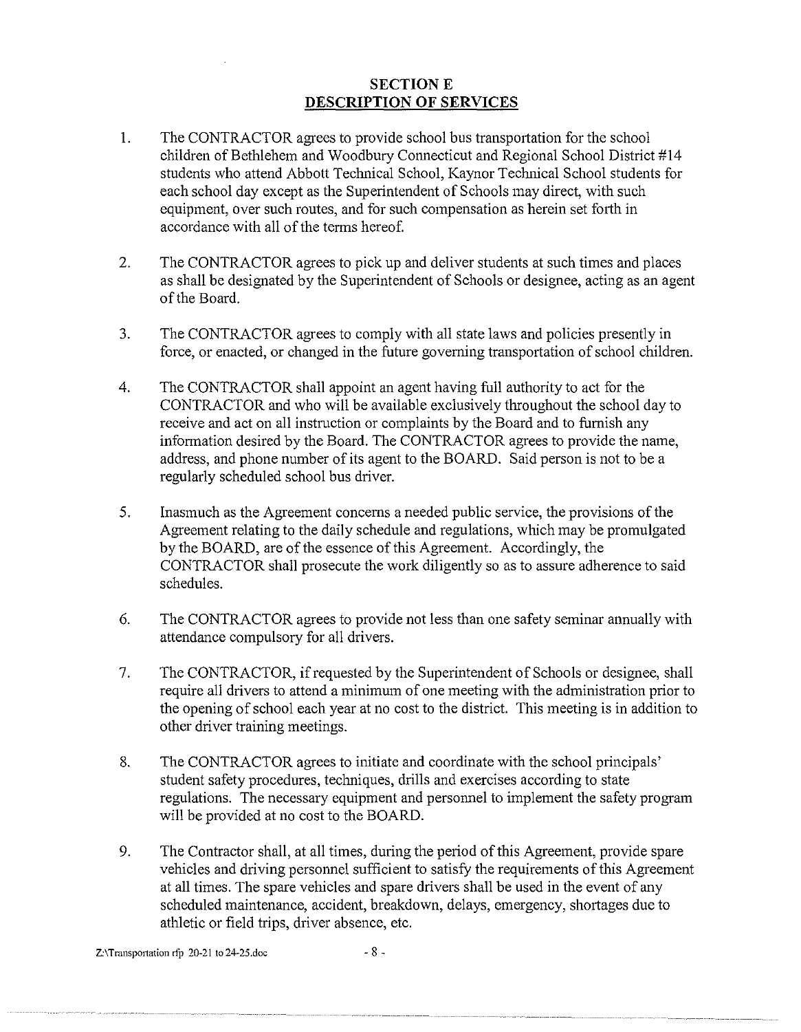## SECTION E
## DESCRIPTION OF SERVICES

1. The CONTRACTOR agrees to provide school bus transportation for the school children of Bethlehem and Woodbury Connecticut and Regional School District #14 students who attend Abbott Technical School, Kaynor Technical School students for each school day except as the Superintendent of Schools may direct, with such equipment, over such routes, and for such compensation as herein set forth in accordance with all of the terms hereof.

2. The CONTRACTOR agrees to pick up and deliver students at such times and places as shall be designated by the Superintendent of Schools or designee, acting as an agent of the Board.

3. The CONTRACTOR agrees to comply with all state laws and policies presently in force, or enacted, or changed in the future governing transportation of school children.

4. The CONTRACTOR shall appoint an agent having full authority to act for the CONTRACTOR and who will be available exclusively throughout the school day to receive and act on all instruction or complaints by the Board and to furnish any information desired by the Board. The CONTRACTOR agrees to provide the name, address, and phone number of its agent to the BOARD. Said person is not to be a regularly scheduled school bus driver.

5. Inasmuch as the Agreement concerns a needed public service, the provisions of the Agreement relating to the daily schedule and regulations, which may be promulgated by the BOARD, are of the essence of this Agreement. Accordingly, the CONTRACTOR shall prosecute the work diligently so as to assure adherence to said schedules.

6. The CONTRACTOR agrees to provide not less than one safety seminar annually with attendance compulsory for all drivers.

7. The CONTRACTOR, if requested by the Superintendent of Schools or designee, shall require all drivers to attend a minimum of one meeting with the administration prior to the opening of school each year at no cost to the district. This meeting is in addition to other driver training meetings.

8. The CONTRACTOR agrees to initiate and coordinate with the school principals' student safety procedures, techniques, drills and exercises according to state regulations. The necessary equipment and personnel to implement the safety program will be provided at no cost to the BOARD.

9. The Contractor shall, at all times, during the period of this Agreement, provide spare vehicles and driving personnel sufficient to satisfy the requirements of this Agreement at all times. The spare vehicles and spare drivers shall be used in the event of any scheduled maintenance, accident, breakdown, delays, emergency, shortages due to athletic or field trips, driver absence, etc.

Z:\Transportation rfp 20-21 to 24-25.doc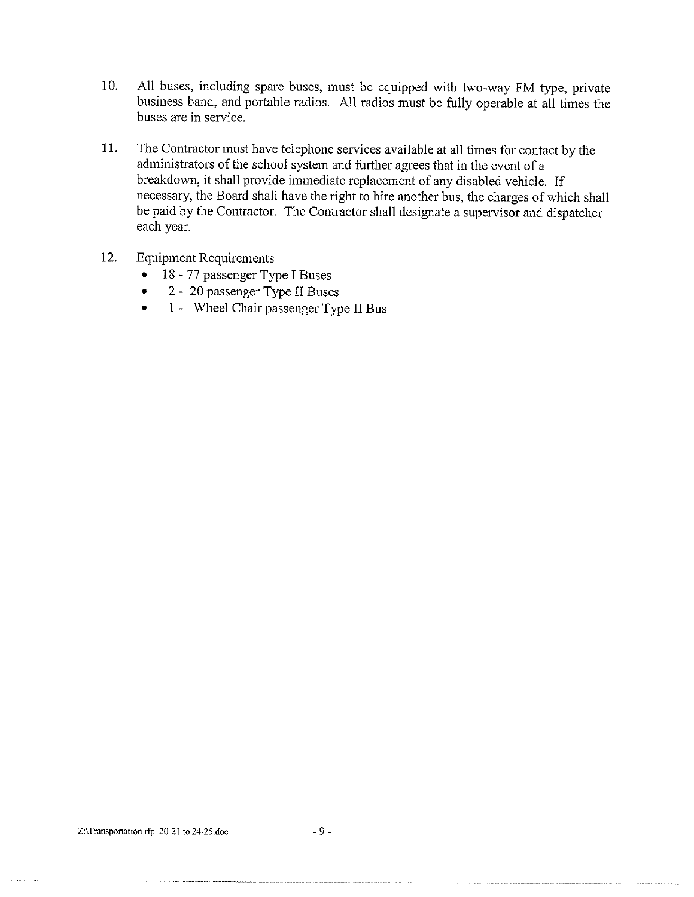10. All buses, including spare buses, must be equipped with two-way FM type, private business band, and portable radios. All radios must be fully operable at all times the buses are in service.

11. The Contractor must have telephone services available at all times for contact by the administrators of the school system and further agrees that in the event of a breakdown, it shall provide immediate replacement of any disabled vehicle. If necessary, the Board shall have the right to hire another bus, the charges of which shall be paid by the Contractor. The Contractor shall designate a supervisor and dispatcher each year.

12. Equipment Requirements
    - 18 - 77 passenger Type I Buses
    - 2 - 20 passenger Type II Buses
    - 1 - Wheel Chair passenger Type II Bus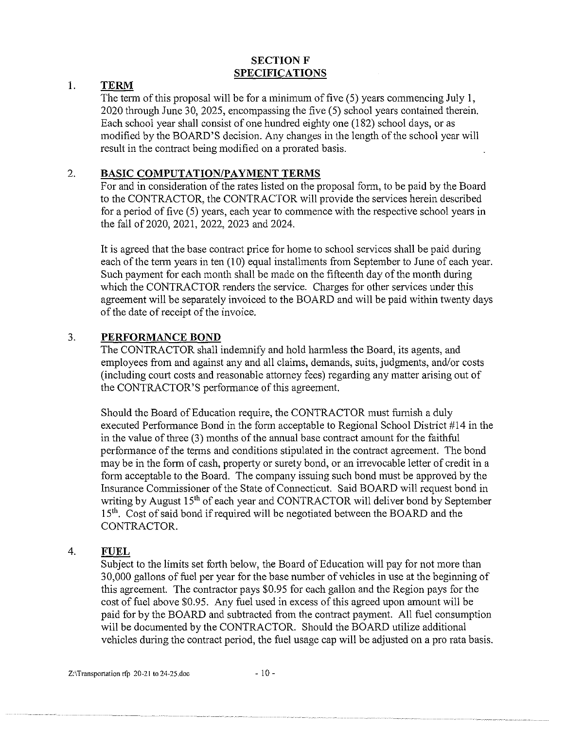# SECTION F
## SPECIFICATIONS

1. **TERM**

   The term of this proposal will be for a minimum of five (5) years commencing July 1, 2020 through June 30, 2025, encompassing the five (5) school years contained therein. Each school year shall consist of one hundred eighty one (182) school days, or as modified by the BOARD'S decision. Any changes in the length of the school year will result in the contract being modified on a prorated basis.

2. **BASIC COMPUTATION/PAYMENT TERMS**

   For and in consideration of the rates listed on the proposal form, to be paid by the Board to the CONTRACTOR, the CONTRACTOR will provide the services herein described for a period of five (5) years, each year to commence with the respective school years in the fall of 2020, 2021, 2022, 2023 and 2024.

   It is agreed that the base contract price for home to school services shall be paid during each of the term years in ten (10) equal installments from September to June of each year. Such payment for each month shall be made on the fifteenth day of the month during which the CONTRACTOR renders the service. Charges for other services under this agreement will be separately invoiced to the BOARD and will be paid within twenty days of the date of receipt of the invoice.

3. **PERFORMANCE BOND**

   The CONTRACTOR shall indemnify and hold harmless the Board, its agents, and employees from and against any and all claims, demands, suits, judgments, and/or costs (including court costs and reasonable attorney fees) regarding any matter arising out of the CONTRACTOR'S performance of this agreement.

   Should the Board of Education require, the CONTRACTOR must furnish a duly executed Performance Bond in the form acceptable to Regional School District #14 in the in the value of three (3) months of the annual base contract amount for the faithful performance of the terms and conditions stipulated in the contract agreement. The bond may be in the form of cash, property or surety bond, or an irrevocable letter of credit in a form acceptable to the Board. The company issuing such bond must be approved by the Insurance Commissioner of the State of Connecticut. Said BOARD will request bond in writing by August 15th of each year and CONTRACTOR will deliver bond by September 15th. Cost of said bond if required will be negotiated between the BOARD and the CONTRACTOR.

4. **FUEL**

   Subject to the limits set forth below, the Board of Education will pay for not more than 30,000 gallons of fuel per year for the base number of vehicles in use at the beginning of this agreement. The contractor pays $0.95 for each gallon and the Region pays for the cost of fuel above $0.95. Any fuel used in excess of this agreed upon amount will be paid for by the BOARD and subtracted from the contract payment. All fuel consumption will be documented by the CONTRACTOR. Should the BOARD utilize additional vehicles during the contract period, the fuel usage cap will be adjusted on a pro rata basis.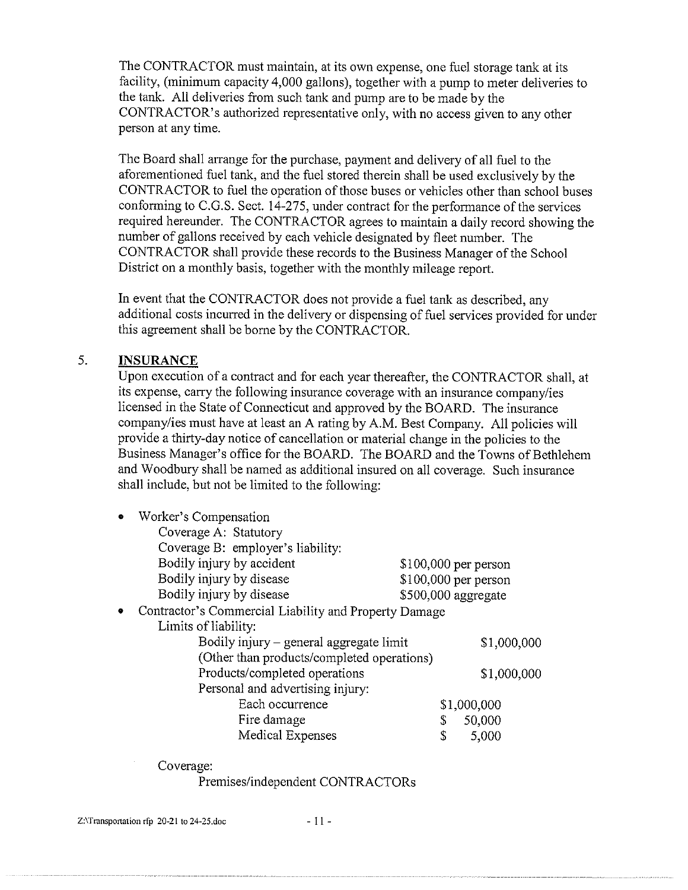The CONTRACTOR must maintain, at its own expense, one fuel storage tank at its facility, (minimum capacity 4,000 gallons), together with a pump to meter deliveries to the tank. All deliveries from such tank and pump are to be made by the CONTRACTOR's authorized representative only, with no access given to any other person at any time.

The Board shall arrange for the purchase, payment and delivery of all fuel to the aforementioned fuel tank, and the fuel stored therein shall be used exclusively by the CONTRACTOR to fuel the operation of those buses or vehicles other than school buses conforming to C.G.S. Sect. 14-275, under contract for the performance of the services required hereunder. The CONTRACTOR agrees to maintain a daily record showing the number of gallons received by each vehicle designated by fleet number. The CONTRACTOR shall provide these records to the Business Manager of the School District on a monthly basis, together with the monthly mileage report.

In event that the CONTRACTOR does not provide a fuel tank as described, any additional costs incurred in the delivery or dispensing of fuel services provided for under this agreement shall be borne by the CONTRACTOR.

## 5. INSURANCE

Upon execution of a contract and for each year thereafter, the CONTRACTOR shall, at its expense, carry the following insurance coverage with an insurance company/ies licensed in the State of Connecticut and approved by the BOARD. The insurance company/ies must have at least an A rating by A.M. Best Company. All policies will provide a thirty-day notice of cancellation or material change in the policies to the Business Manager's office for the BOARD. The BOARD and the Towns of Bethlehem and Woodbury shall be named as additional insured on all coverage. Such insurance shall include, but not be limited to the following:

- Worker's Compensation
  - Coverage A: Statutory
  - Coverage B: employer's liability:
    - Bodily injury by accident — $100,000 per person
    - Bodily injury by disease — $100,000 per person
    - Bodily injury by disease — $500,000 aggregate
- Contractor's Commercial Liability and Property Damage
  - Limits of liability:
    - Bodily injury – general aggregate limit (Other than products/completed operations) — $1,000,000
    - Products/completed operations — $1,000,000
    - Personal and advertising injury:
      - Each occurrence — $1,000,000
      - Fire damage — $ 50,000
      - Medical Expenses — $ 5,000

  Coverage:

  Premises/independent CONTRACTORs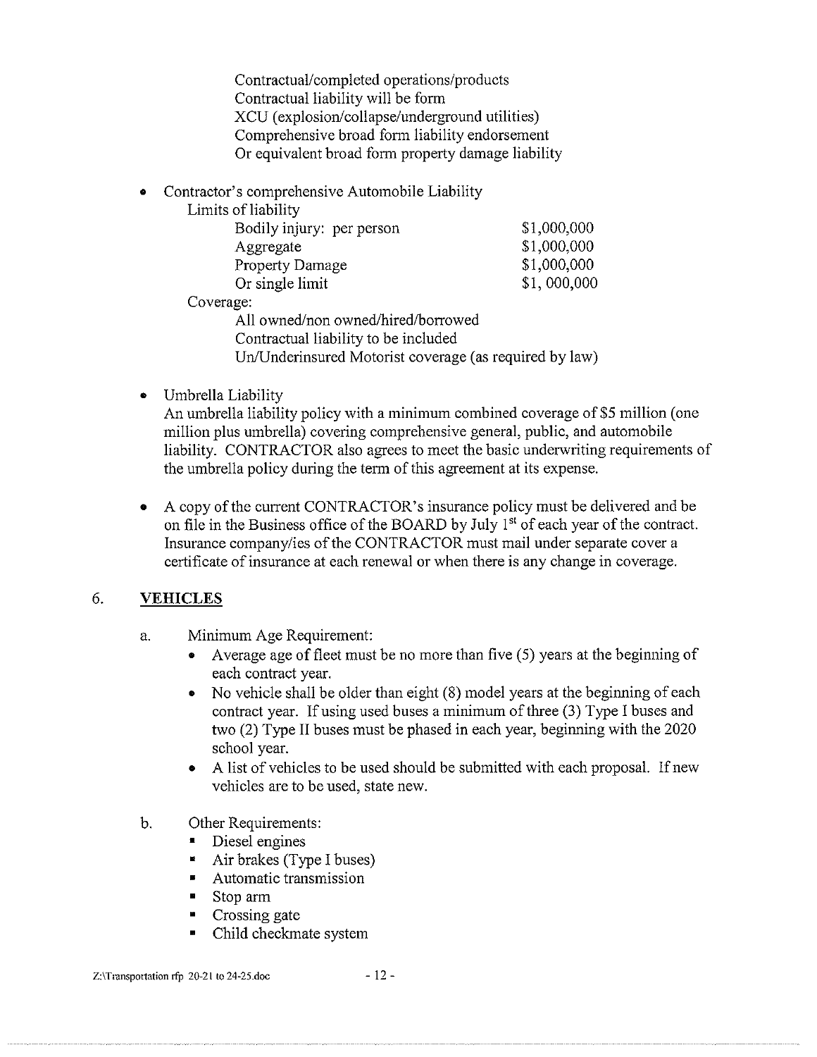Contractual/completed operations/products
Contractual liability will be form
XCU (explosion/collapse/underground utilities)
Comprehensive broad form liability endorsement
Or equivalent broad form property damage liability

- Contractor's comprehensive Automobile Liability

  Limits of liability

  | | |
  |---|---|
  | Bodily injury: per person | $1,000,000 |
  | Aggregate | $1,000,000 |
  | Property Damage | $1,000,000 |
  | Or single limit | $1, 000,000 |

  Coverage:

  All owned/non owned/hired/borrowed
  Contractual liability to be included
  Un/Underinsured Motorist coverage (as required by law)

- Umbrella Liability
  An umbrella liability policy with a minimum combined coverage of $5 million (one million plus umbrella) covering comprehensive general, public, and automobile liability. CONTRACTOR also agrees to meet the basic underwriting requirements of the umbrella policy during the term of this agreement at its expense.

- A copy of the current CONTRACTOR's insurance policy must be delivered and be on file in the Business office of the BOARD by July 1st of each year of the contract. Insurance company/ies of the CONTRACTOR must mail under separate cover a certificate of insurance at each renewal or when there is any change in coverage.

## 6. VEHICLES

a. Minimum Age Requirement:

- Average age of fleet must be no more than five (5) years at the beginning of each contract year.
- No vehicle shall be older than eight (8) model years at the beginning of each contract year. If using used buses a minimum of three (3) Type I buses and two (2) Type II buses must be phased in each year, beginning with the 2020 school year.
- A list of vehicles to be used should be submitted with each proposal. If new vehicles are to be used, state new.

b. Other Requirements:

- Diesel engines
- Air brakes (Type I buses)
- Automatic transmission
- Stop arm
- Crossing gate
- Child checkmate system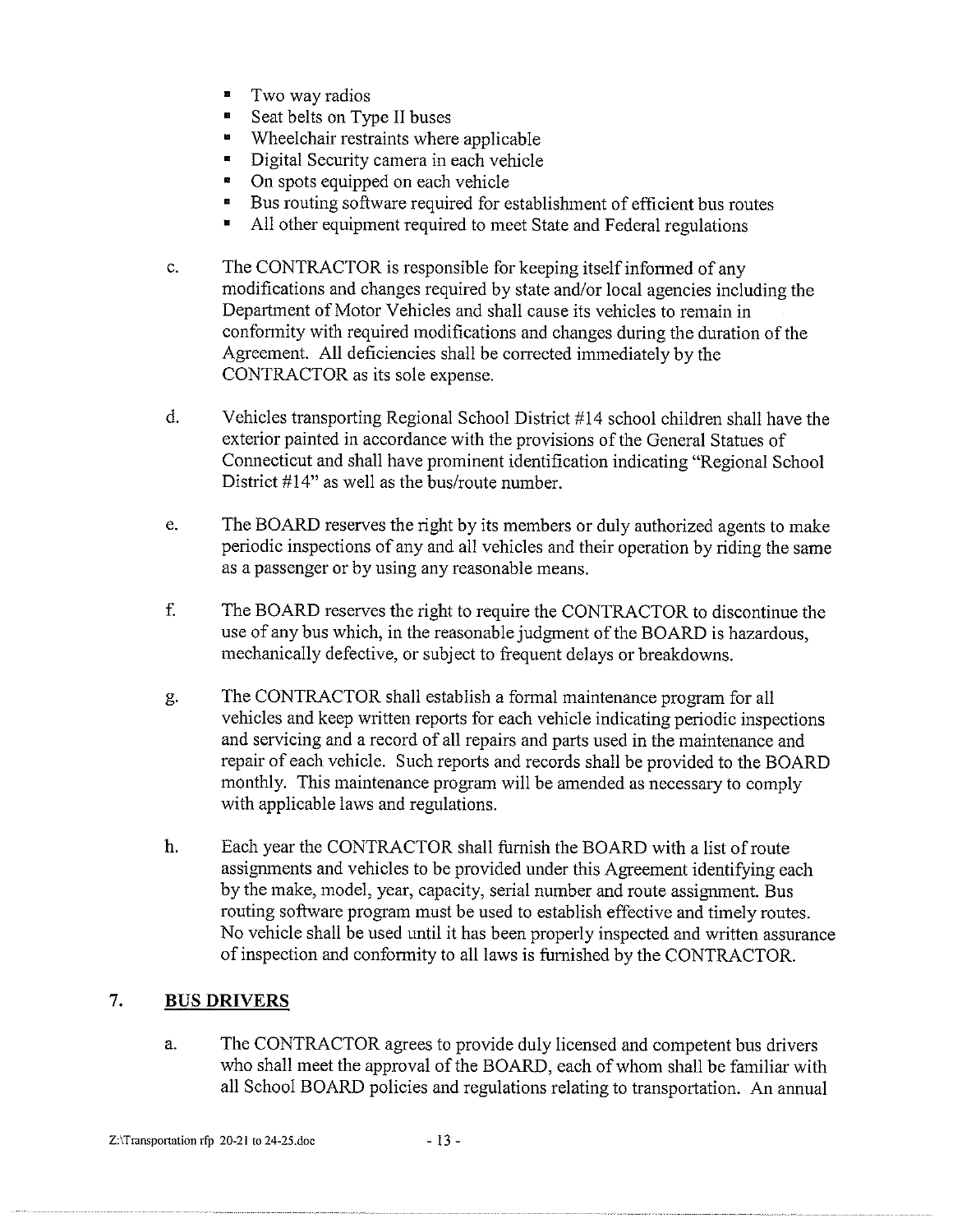- Two way radios
- Seat belts on Type II buses
- Wheelchair restraints where applicable
- Digital Security camera in each vehicle
- On spots equipped on each vehicle
- Bus routing software required for establishment of efficient bus routes
- All other equipment required to meet State and Federal regulations

c. The CONTRACTOR is responsible for keeping itself informed of any modifications and changes required by state and/or local agencies including the Department of Motor Vehicles and shall cause its vehicles to remain in conformity with required modifications and changes during the duration of the Agreement. All deficiencies shall be corrected immediately by the CONTRACTOR as its sole expense.

d. Vehicles transporting Regional School District #14 school children shall have the exterior painted in accordance with the provisions of the General Statues of Connecticut and shall have prominent identification indicating "Regional School District #14" as well as the bus/route number.

e. The BOARD reserves the right by its members or duly authorized agents to make periodic inspections of any and all vehicles and their operation by riding the same as a passenger or by using any reasonable means.

f. The BOARD reserves the right to require the CONTRACTOR to discontinue the use of any bus which, in the reasonable judgment of the BOARD is hazardous, mechanically defective, or subject to frequent delays or breakdowns.

g. The CONTRACTOR shall establish a formal maintenance program for all vehicles and keep written reports for each vehicle indicating periodic inspections and servicing and a record of all repairs and parts used in the maintenance and repair of each vehicle. Such reports and records shall be provided to the BOARD monthly. This maintenance program will be amended as necessary to comply with applicable laws and regulations.

h. Each year the CONTRACTOR shall furnish the BOARD with a list of route assignments and vehicles to be provided under this Agreement identifying each by the make, model, year, capacity, serial number and route assignment. Bus routing software program must be used to establish effective and timely routes. No vehicle shall be used until it has been properly inspected and written assurance of inspection and conformity to all laws is furnished by the CONTRACTOR.

## 7. BUS DRIVERS

a. The CONTRACTOR agrees to provide duly licensed and competent bus drivers who shall meet the approval of the BOARD, each of whom shall be familiar with all School BOARD policies and regulations relating to transportation. An annual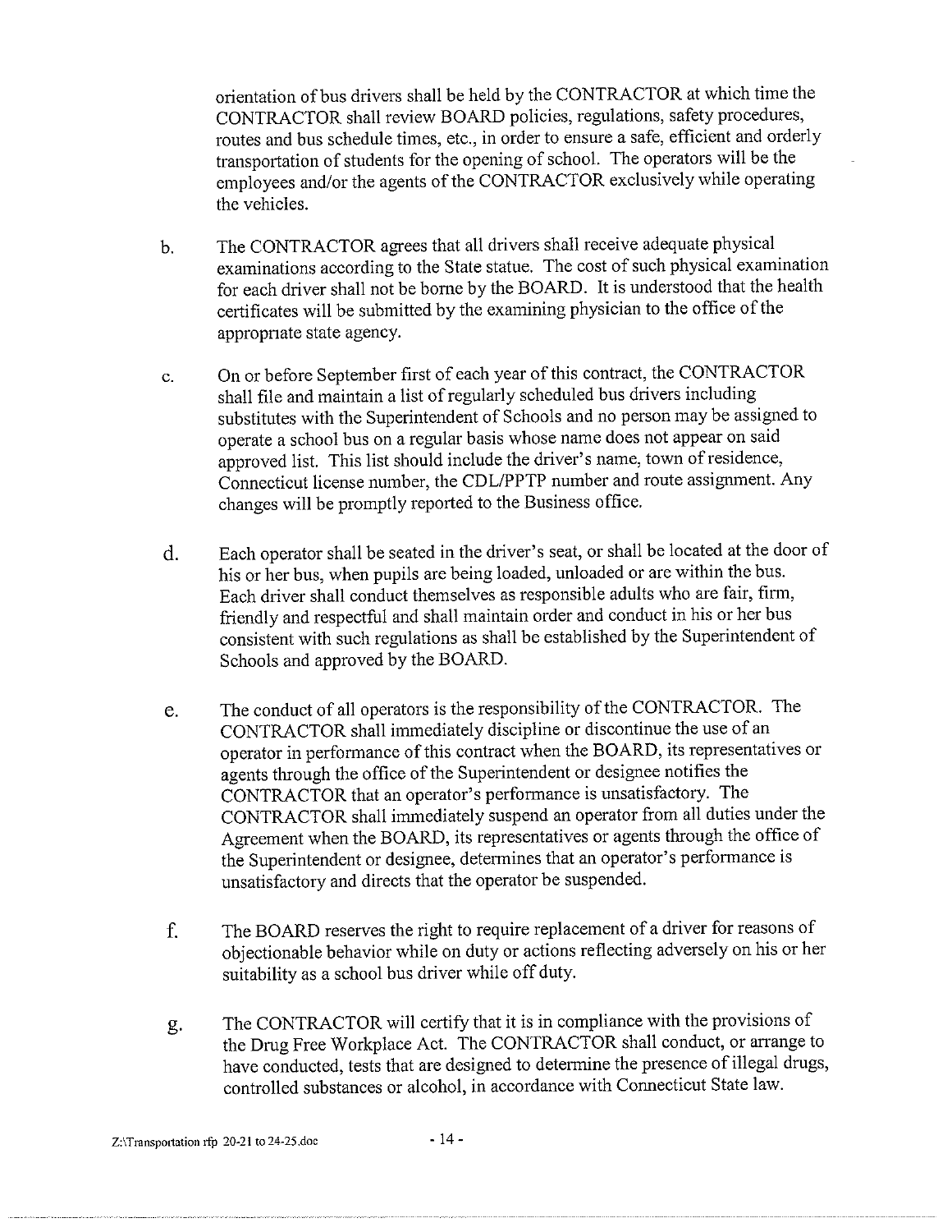orientation of bus drivers shall be held by the CONTRACTOR at which time the CONTRACTOR shall review BOARD policies, regulations, safety procedures, routes and bus schedule times, etc., in order to ensure a safe, efficient and orderly transportation of students for the opening of school. The operators will be the employees and/or the agents of the CONTRACTOR exclusively while operating the vehicles.

b. The CONTRACTOR agrees that all drivers shall receive adequate physical examinations according to the State statue. The cost of such physical examination for each driver shall not be borne by the BOARD. It is understood that the health certificates will be submitted by the examining physician to the office of the appropriate state agency.

c. On or before September first of each year of this contract, the CONTRACTOR shall file and maintain a list of regularly scheduled bus drivers including substitutes with the Superintendent of Schools and no person may be assigned to operate a school bus on a regular basis whose name does not appear on said approved list. This list should include the driver's name, town of residence, Connecticut license number, the CDL/PPTP number and route assignment. Any changes will be promptly reported to the Business office.

d. Each operator shall be seated in the driver's seat, or shall be located at the door of his or her bus, when pupils are being loaded, unloaded or are within the bus. Each driver shall conduct themselves as responsible adults who are fair, firm, friendly and respectful and shall maintain order and conduct in his or her bus consistent with such regulations as shall be established by the Superintendent of Schools and approved by the BOARD.

e. The conduct of all operators is the responsibility of the CONTRACTOR. The CONTRACTOR shall immediately discipline or discontinue the use of an operator in performance of this contract when the BOARD, its representatives or agents through the office of the Superintendent or designee notifies the CONTRACTOR that an operator's performance is unsatisfactory. The CONTRACTOR shall immediately suspend an operator from all duties under the Agreement when the BOARD, its representatives or agents through the office of the Superintendent or designee, determines that an operator's performance is unsatisfactory and directs that the operator be suspended.

f. The BOARD reserves the right to require replacement of a driver for reasons of objectionable behavior while on duty or actions reflecting adversely on his or her suitability as a school bus driver while off duty.

g. The CONTRACTOR will certify that it is in compliance with the provisions of the Drug Free Workplace Act. The CONTRACTOR shall conduct, or arrange to have conducted, tests that are designed to determine the presence of illegal drugs, controlled substances or alcohol, in accordance with Connecticut State law.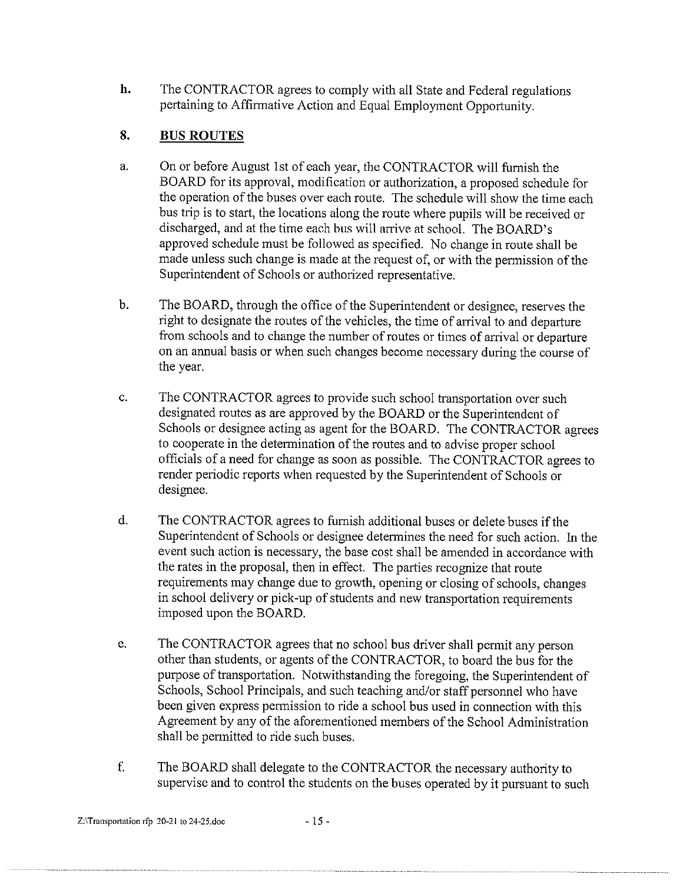h. The CONTRACTOR agrees to comply with all State and Federal regulations pertaining to Affirmative Action and Equal Employment Opportunity.

## 8. BUS ROUTES

a. On or before August 1st of each year, the CONTRACTOR will furnish the BOARD for its approval, modification or authorization, a proposed schedule for the operation of the buses over each route. The schedule will show the time each bus trip is to start, the locations along the route where pupils will be received or discharged, and at the time each bus will arrive at school. The BOARD's approved schedule must be followed as specified. No change in route shall be made unless such change is made at the request of, or with the permission of the Superintendent of Schools or authorized representative.

b. The BOARD, through the office of the Superintendent or designee, reserves the right to designate the routes of the vehicles, the time of arrival to and departure from schools and to change the number of routes or times of arrival or departure on an annual basis or when such changes become necessary during the course of the year.

c. The CONTRACTOR agrees to provide such school transportation over such designated routes as are approved by the BOARD or the Superintendent of Schools or designee acting as agent for the BOARD. The CONTRACTOR agrees to cooperate in the determination of the routes and to advise proper school officials of a need for change as soon as possible. The CONTRACTOR agrees to render periodic reports when requested by the Superintendent of Schools or designee.

d. The CONTRACTOR agrees to furnish additional buses or delete buses if the Superintendent of Schools or designee determines the need for such action. In the event such action is necessary, the base cost shall be amended in accordance with the rates in the proposal, then in effect. The parties recognize that route requirements may change due to growth, opening or closing of schools, changes in school delivery or pick-up of students and new transportation requirements imposed upon the BOARD.

e. The CONTRACTOR agrees that no school bus driver shall permit any person other than students, or agents of the CONTRACTOR, to board the bus for the purpose of transportation. Notwithstanding the foregoing, the Superintendent of Schools, School Principals, and such teaching and/or staff personnel who have been given express permission to ride a school bus used in connection with this Agreement by any of the aforementioned members of the School Administration shall be permitted to ride such buses.

f. The BOARD shall delegate to the CONTRACTOR the necessary authority to supervise and to control the students on the buses operated by it pursuant to such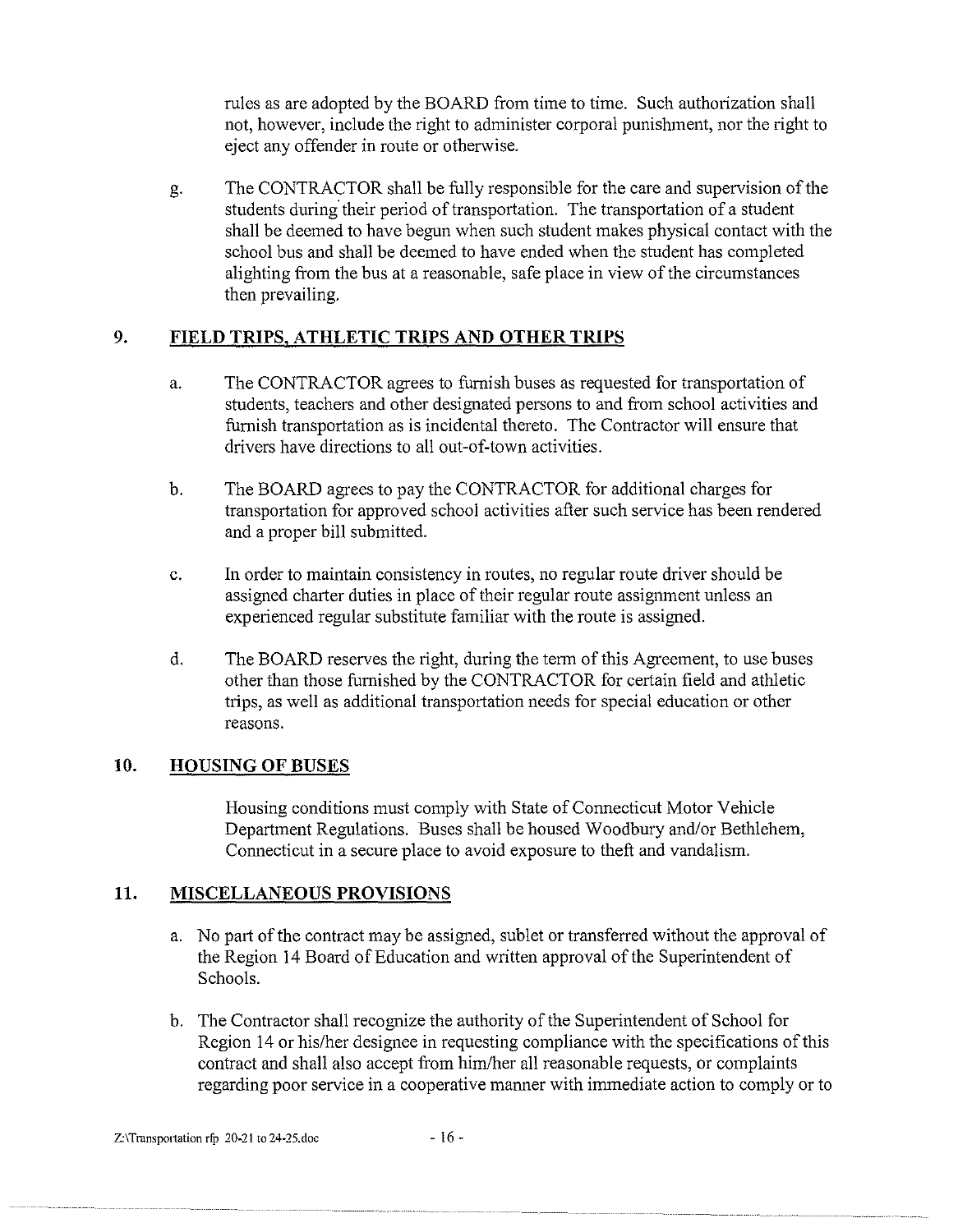rules as are adopted by the BOARD from time to time. Such authorization shall not, however, include the right to administer corporal punishment, nor the right to eject any offender in route or otherwise.

g. The CONTRACTOR shall be fully responsible for the care and supervision of the students during their period of transportation. The transportation of a student shall be deemed to have begun when such student makes physical contact with the school bus and shall be deemed to have ended when the student has completed alighting from the bus at a reasonable, safe place in view of the circumstances then prevailing.

## 9. FIELD TRIPS, ATHLETIC TRIPS AND OTHER TRIPS

a. The CONTRACTOR agrees to furnish buses as requested for transportation of students, teachers and other designated persons to and from school activities and furnish transportation as is incidental thereto. The Contractor will ensure that drivers have directions to all out-of-town activities.

b. The BOARD agrees to pay the CONTRACTOR for additional charges for transportation for approved school activities after such service has been rendered and a proper bill submitted.

c. In order to maintain consistency in routes, no regular route driver should be assigned charter duties in place of their regular route assignment unless an experienced regular substitute familiar with the route is assigned.

d. The BOARD reserves the right, during the term of this Agreement, to use buses other than those furnished by the CONTRACTOR for certain field and athletic trips, as well as additional transportation needs for special education or other reasons.

## 10. HOUSING OF BUSES

Housing conditions must comply with State of Connecticut Motor Vehicle Department Regulations. Buses shall be housed Woodbury and/or Bethlehem, Connecticut in a secure place to avoid exposure to theft and vandalism.

## 11. MISCELLANEOUS PROVISIONS

a. No part of the contract may be assigned, sublet or transferred without the approval of the Region 14 Board of Education and written approval of the Superintendent of Schools.

b. The Contractor shall recognize the authority of the Superintendent of School for Region 14 or his/her designee in requesting compliance with the specifications of this contract and shall also accept from him/her all reasonable requests, or complaints regarding poor service in a cooperative manner with immediate action to comply or to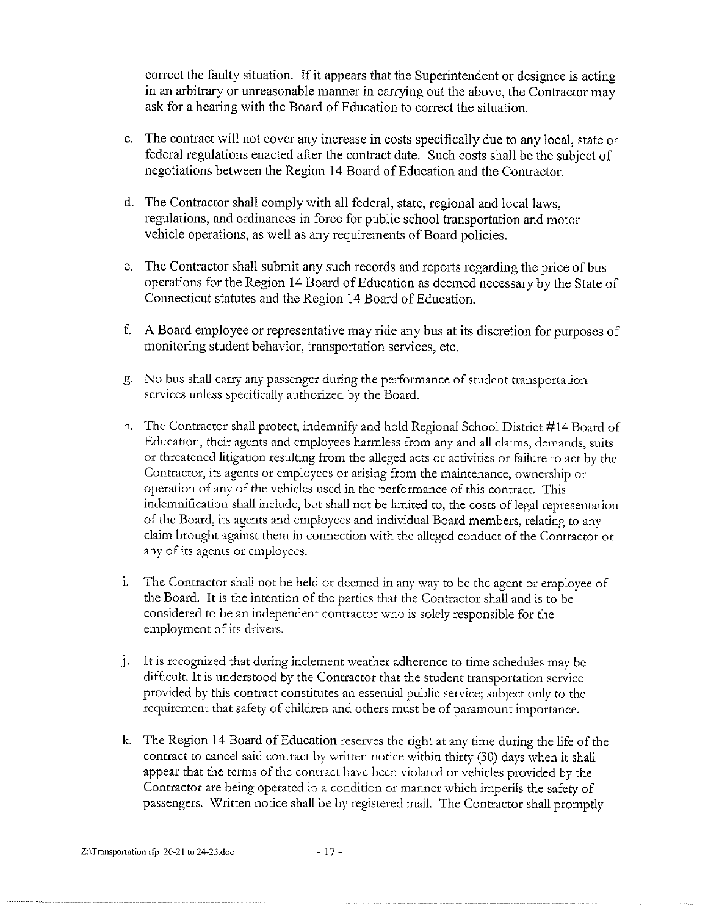correct the faulty situation. If it appears that the Superintendent or designee is acting in an arbitrary or unreasonable manner in carrying out the above, the Contractor may ask for a hearing with the Board of Education to correct the situation.

c. The contract will not cover any increase in costs specifically due to any local, state or federal regulations enacted after the contract date. Such costs shall be the subject of negotiations between the Region 14 Board of Education and the Contractor.

d. The Contractor shall comply with all federal, state, regional and local laws, regulations, and ordinances in force for public school transportation and motor vehicle operations, as well as any requirements of Board policies.

e. The Contractor shall submit any such records and reports regarding the price of bus operations for the Region 14 Board of Education as deemed necessary by the State of Connecticut statutes and the Region 14 Board of Education.

f. A Board employee or representative may ride any bus at its discretion for purposes of monitoring student behavior, transportation services, etc.

g. No bus shall carry any passenger during the performance of student transportation services unless specifically authorized by the Board.

h. The Contractor shall protect, indemnify and hold Regional School District #14 Board of Education, their agents and employees harmless from any and all claims, demands, suits or threatened litigation resulting from the alleged acts or activities or failure to act by the Contractor, its agents or employees or arising from the maintenance, ownership or operation of any of the vehicles used in the performance of this contract. This indemnification shall include, but shall not be limited to, the costs of legal representation of the Board, its agents and employees and individual Board members, relating to any claim brought against them in connection with the alleged conduct of the Contractor or any of its agents or employees.

i. The Contractor shall not be held or deemed in any way to be the agent or employee of the Board. It is the intention of the parties that the Contractor shall and is to be considered to be an independent contractor who is solely responsible for the employment of its drivers.

j. It is recognized that during inclement weather adherence to time schedules may be difficult. It is understood by the Contractor that the student transportation service provided by this contract constitutes an essential public service; subject only to the requirement that safety of children and others must be of paramount importance.

k. The Region 14 Board of Education reserves the right at any time during the life of the contract to cancel said contract by written notice within thirty (30) days when it shall appear that the terms of the contract have been violated or vehicles provided by the Contractor are being operated in a condition or manner which imperils the safety of passengers. Written notice shall be by registered mail. The Contractor shall promptly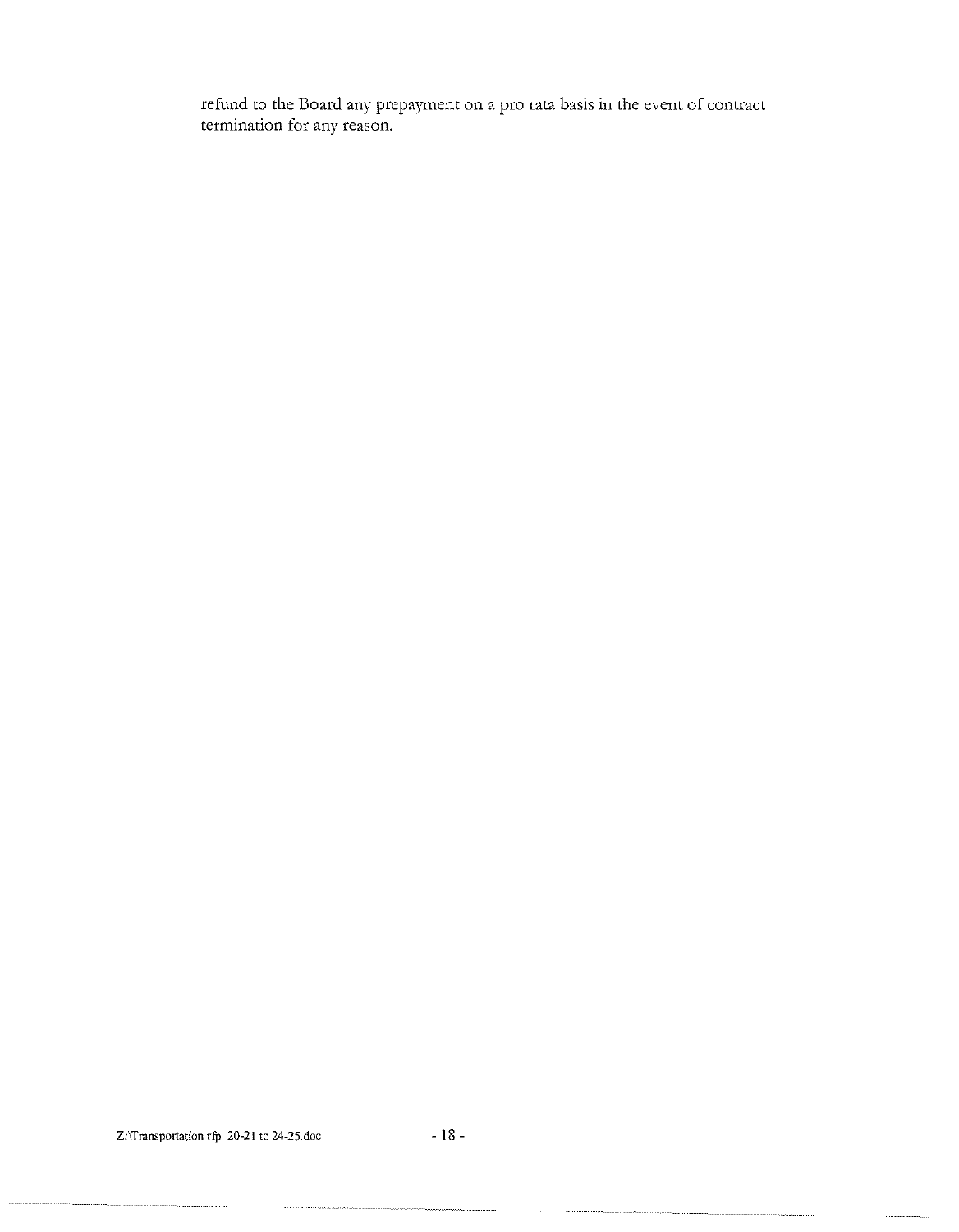refund to the Board any prepayment on a pro rata basis in the event of contract termination for any reason.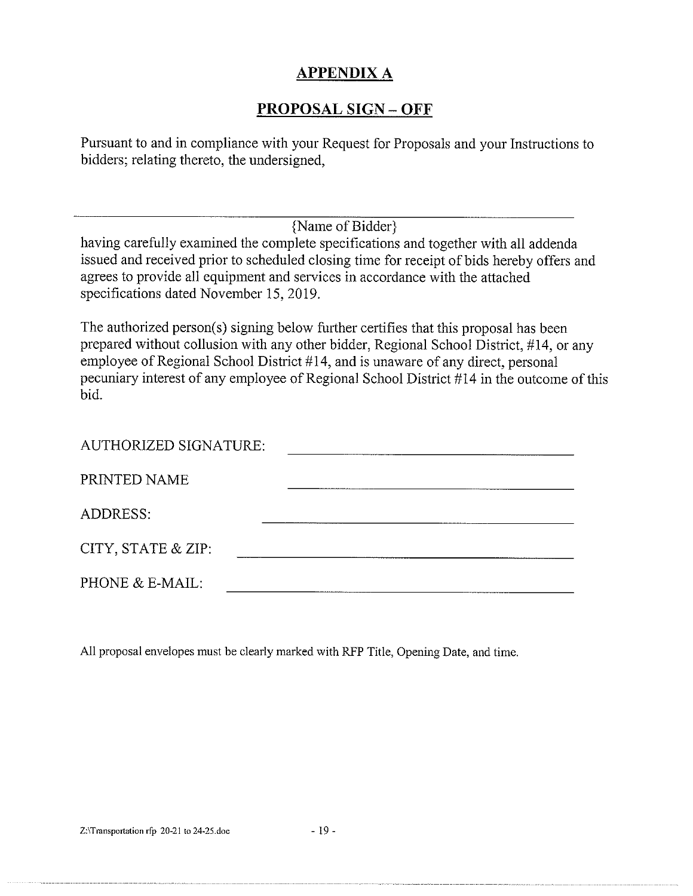# APPENDIX A

## PROPOSAL SIGN – OFF

Pursuant to and in compliance with your Request for Proposals and your Instructions to bidders; relating thereto, the undersigned,

\_\_\_\_\_\_\_\_\_\_\_\_\_\_\_\_\_\_\_\_\_\_\_\_\_\_\_\_\_\_\_\_\_\_\_\_\_\_\_\_\_\_\_\_\_\_\_\_\_\_\_\_\_\_\_\_\_\_\_\_

{Name of Bidder}

having carefully examined the complete specifications and together with all addenda issued and received prior to scheduled closing time for receipt of bids hereby offers and agrees to provide all equipment and services in accordance with the attached specifications dated November 15, 2019.

The authorized person(s) signing below further certifies that this proposal has been prepared without collusion with any other bidder, Regional School District, #14, or any employee of Regional School District #14, and is unaware of any direct, personal pecuniary interest of any employee of Regional School District #14 in the outcome of this bid.

AUTHORIZED SIGNATURE: \_\_\_\_\_\_\_\_\_\_\_\_\_\_\_\_\_\_\_\_\_\_\_\_\_\_\_\_\_\_\_\_

PRINTED NAME \_\_\_\_\_\_\_\_\_\_\_\_\_\_\_\_\_\_\_\_\_\_\_\_\_\_\_\_\_\_\_\_

ADDRESS: \_\_\_\_\_\_\_\_\_\_\_\_\_\_\_\_\_\_\_\_\_\_\_\_\_\_\_\_\_\_\_\_

CITY, STATE & ZIP: \_\_\_\_\_\_\_\_\_\_\_\_\_\_\_\_\_\_\_\_\_\_\_\_\_\_\_\_\_\_\_\_

PHONE & E-MAIL: \_\_\_\_\_\_\_\_\_\_\_\_\_\_\_\_\_\_\_\_\_\_\_\_\_\_\_\_\_\_\_\_

All proposal envelopes must be clearly marked with RFP Title, Opening Date, and time.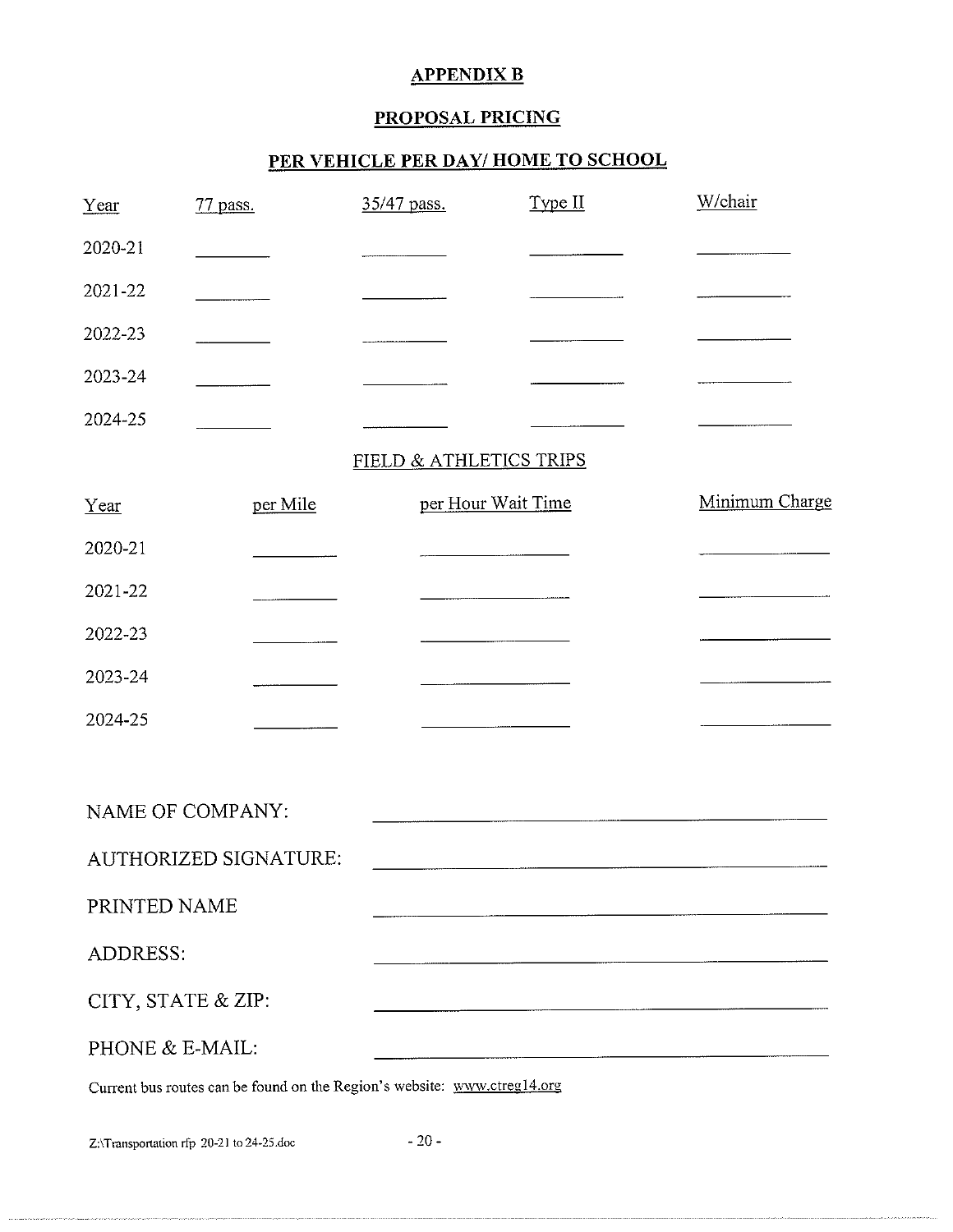## APPENDIX B

## PROPOSAL PRICING

## PER VEHICLE PER DAY/ HOME TO SCHOOL

| Year | 77 pass. | 35/47 pass. | Type II | W/chair |
|---|---|---|---|---|
| 2020-21 | ________ | ________ | ________ | ________ |
| 2021-22 | ________ | ________ | ________ | ________ |
| 2022-23 | ________ | ________ | ________ | ________ |
| 2023-24 | ________ | ________ | ________ | ________ |
| 2024-25 | ________ | ________ | ________ | ________ |

FIELD & ATHLETICS TRIPS

| Year | per Mile | per Hour Wait Time | Minimum Charge |
|---|---|---|---|
| 2020-21 | ________ | ________ | ________ |
| 2021-22 | ________ | ________ | ________ |
| 2022-23 | ________ | ________ | ________ |
| 2023-24 | ________ | ________ | ________ |
| 2024-25 | ________ | ________ | ________ |

NAME OF COMPANY: ______________________________

AUTHORIZED SIGNATURE: ______________________________

PRINTED NAME ______________________________

ADDRESS: ______________________________

CITY, STATE & ZIP: ______________________________

PHONE & E-MAIL: ______________________________

Current bus routes can be found on the Region's website: www.ctreg14.org

Z:\Transportation rfp 20-21 to 24-25.doc